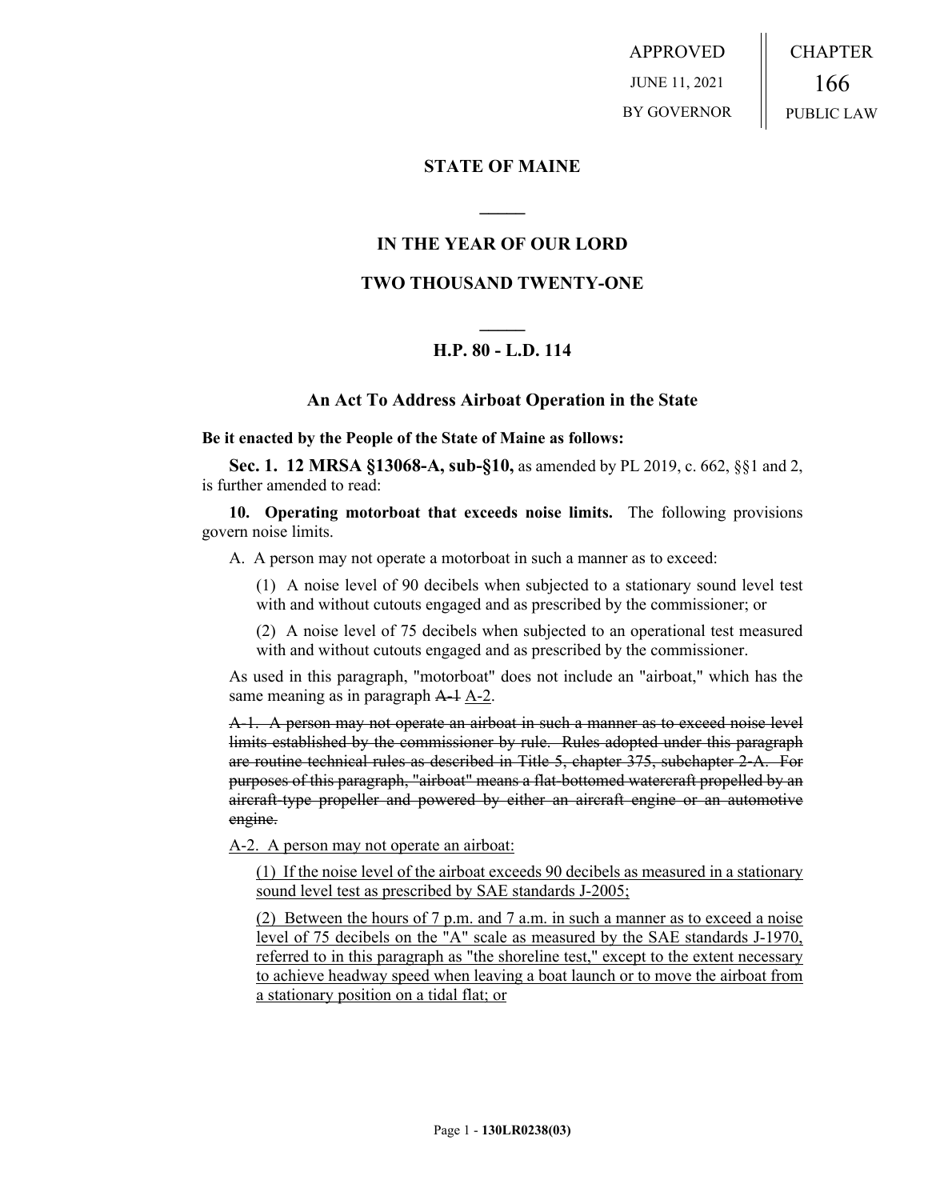APPROVED
JUNE 11, 2021
BY GOVERNOR

CHAPTER
166
PUBLIC LAW

## STATE OF MAINE

## IN THE YEAR OF OUR LORD

## TWO THOUSAND TWENTY-ONE

## H.P. 80 - L.D. 114

### An Act To Address Airboat Operation in the State

**Be it enacted by the People of the State of Maine as follows:**

**Sec. 1. 12 MRSA §13068-A, sub-§10,** as amended by PL 2019, c. 662, §§1 and 2, is further amended to read:

**10. Operating motorboat that exceeds noise limits.** The following provisions govern noise limits.

A. A person may not operate a motorboat in such a manner as to exceed:

(1) A noise level of 90 decibels when subjected to a stationary sound level test with and without cutouts engaged and as prescribed by the commissioner; or

(2) A noise level of 75 decibels when subjected to an operational test measured with and without cutouts engaged and as prescribed by the commissioner.

As used in this paragraph, "motorboat" does not include an "airboat," which has the same meaning as in paragraph ~~A-1~~ A-2.

~~A-1. A person may not operate an airboat in such a manner as to exceed noise level limits established by the commissioner by rule. Rules adopted under this paragraph are routine technical rules as described in Title 5, chapter 375, subchapter 2-A. For purposes of this paragraph, "airboat" means a flat-bottomed watercraft propelled by an aircraft-type propeller and powered by either an aircraft engine or an automotive engine.~~

A-2. A person may not operate an airboat:

(1) If the noise level of the airboat exceeds 90 decibels as measured in a stationary sound level test as prescribed by SAE standards J-2005;

(2) Between the hours of 7 p.m. and 7 a.m. in such a manner as to exceed a noise level of 75 decibels on the "A" scale as measured by the SAE standards J-1970, referred to in this paragraph as "the shoreline test," except to the extent necessary to achieve headway speed when leaving a boat launch or to move the airboat from a stationary position on a tidal flat; or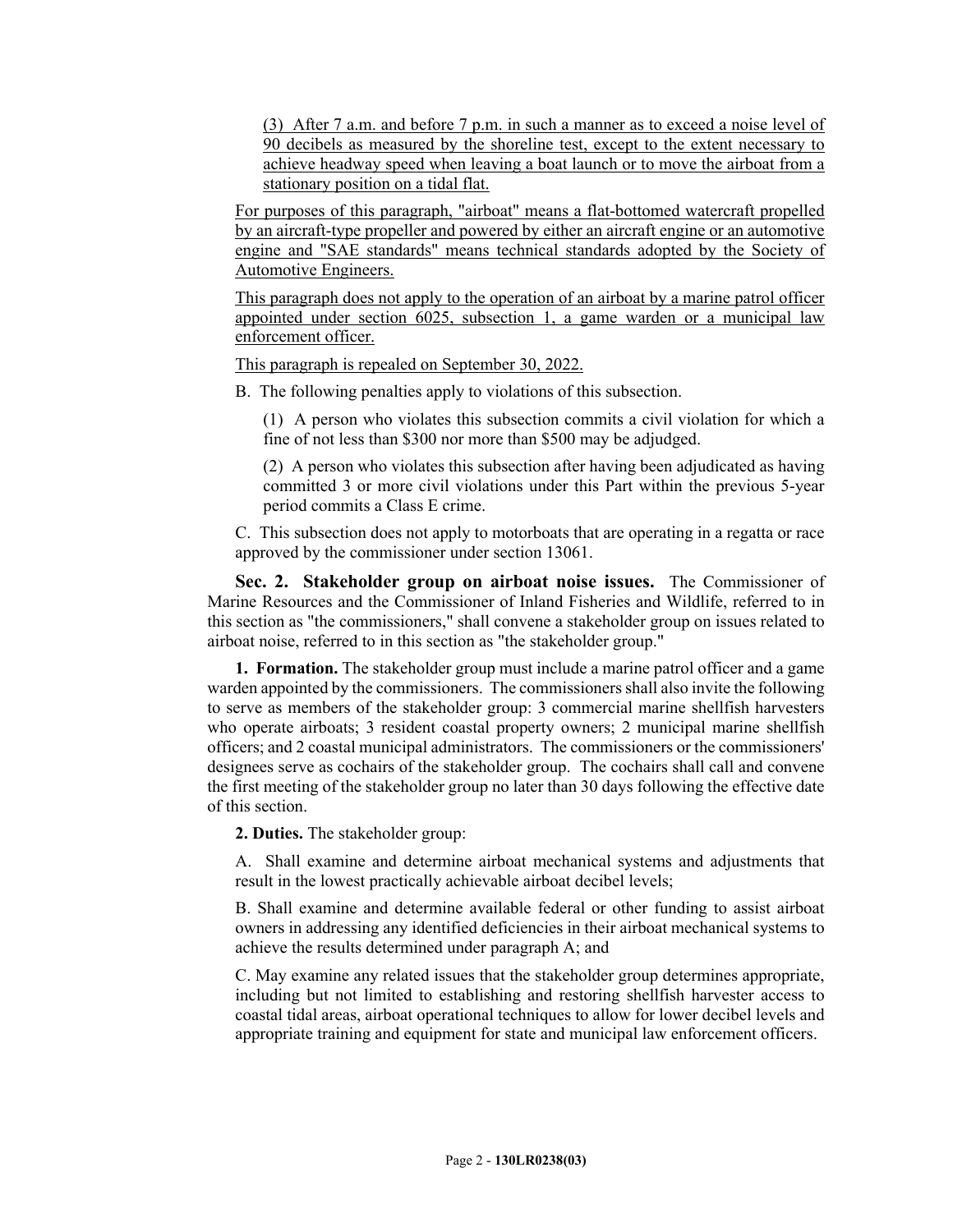(3) After 7 a.m. and before 7 p.m. in such a manner as to exceed a noise level of 90 decibels as measured by the shoreline test, except to the extent necessary to achieve headway speed when leaving a boat launch or to move the airboat from a stationary position on a tidal flat.

For purposes of this paragraph, "airboat" means a flat-bottomed watercraft propelled by an aircraft-type propeller and powered by either an aircraft engine or an automotive engine and "SAE standards" means technical standards adopted by the Society of Automotive Engineers.

This paragraph does not apply to the operation of an airboat by a marine patrol officer appointed under section 6025, subsection 1, a game warden or a municipal law enforcement officer.

This paragraph is repealed on September 30, 2022.

B. The following penalties apply to violations of this subsection.

(1) A person who violates this subsection commits a civil violation for which a fine of not less than $300 nor more than $500 may be adjudged.

(2) A person who violates this subsection after having been adjudicated as having committed 3 or more civil violations under this Part within the previous 5-year period commits a Class E crime.

C. This subsection does not apply to motorboats that are operating in a regatta or race approved by the commissioner under section 13061.

**Sec. 2. Stakeholder group on airboat noise issues.** The Commissioner of Marine Resources and the Commissioner of Inland Fisheries and Wildlife, referred to in this section as "the commissioners," shall convene a stakeholder group on issues related to airboat noise, referred to in this section as "the stakeholder group."

**1. Formation.** The stakeholder group must include a marine patrol officer and a game warden appointed by the commissioners. The commissioners shall also invite the following to serve as members of the stakeholder group: 3 commercial marine shellfish harvesters who operate airboats; 3 resident coastal property owners; 2 municipal marine shellfish officers; and 2 coastal municipal administrators. The commissioners or the commissioners' designees serve as cochairs of the stakeholder group. The cochairs shall call and convene the first meeting of the stakeholder group no later than 30 days following the effective date of this section.

**2. Duties.** The stakeholder group:

A. Shall examine and determine airboat mechanical systems and adjustments that result in the lowest practically achievable airboat decibel levels;

B. Shall examine and determine available federal or other funding to assist airboat owners in addressing any identified deficiencies in their airboat mechanical systems to achieve the results determined under paragraph A; and

C. May examine any related issues that the stakeholder group determines appropriate, including but not limited to establishing and restoring shellfish harvester access to coastal tidal areas, airboat operational techniques to allow for lower decibel levels and appropriate training and equipment for state and municipal law enforcement officers.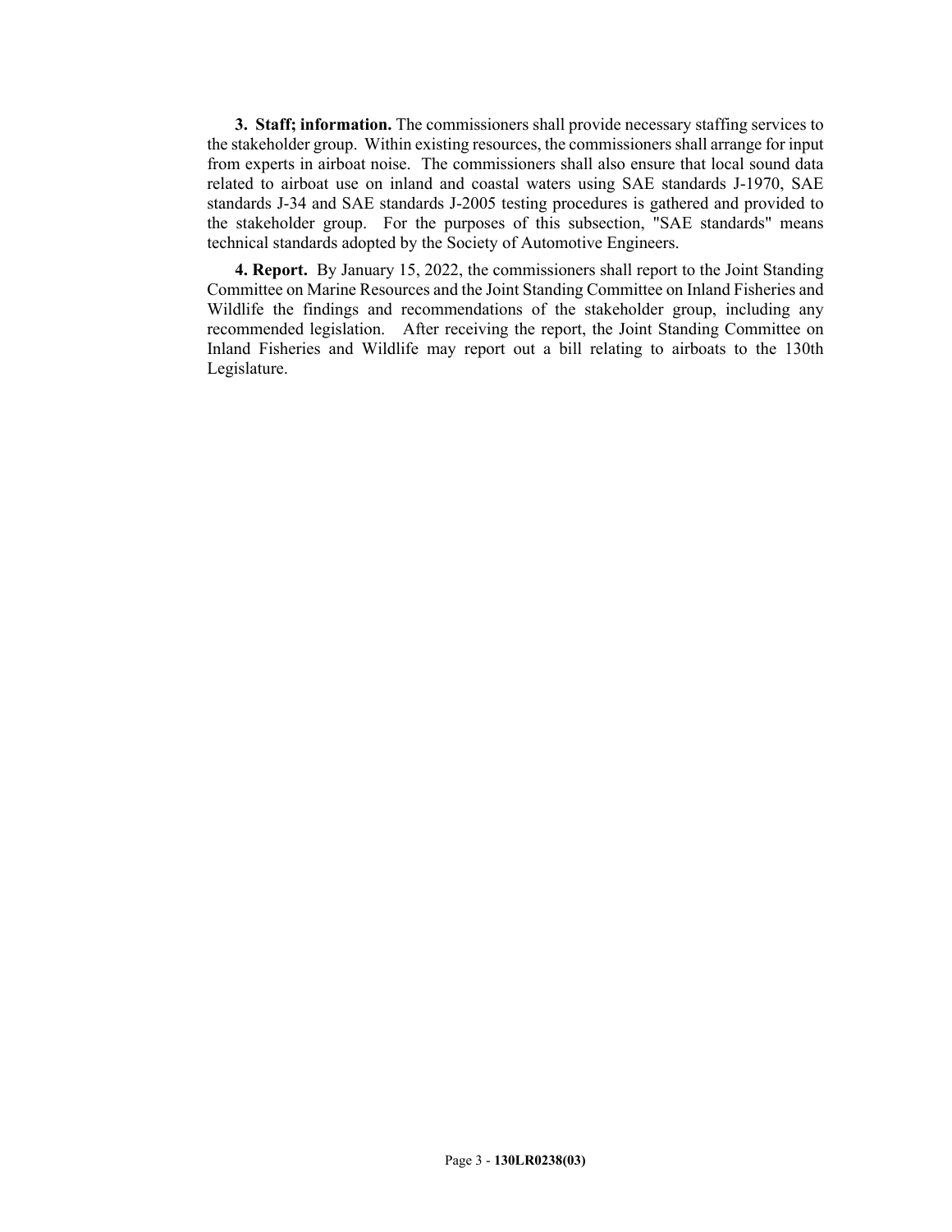**3. Staff; information.** The commissioners shall provide necessary staffing services to the stakeholder group. Within existing resources, the commissioners shall arrange for input from experts in airboat noise. The commissioners shall also ensure that local sound data related to airboat use on inland and coastal waters using SAE standards J-1970, SAE standards J-34 and SAE standards J-2005 testing procedures is gathered and provided to the stakeholder group. For the purposes of this subsection, "SAE standards" means technical standards adopted by the Society of Automotive Engineers.

**4. Report.** By January 15, 2022, the commissioners shall report to the Joint Standing Committee on Marine Resources and the Joint Standing Committee on Inland Fisheries and Wildlife the findings and recommendations of the stakeholder group, including any recommended legislation. After receiving the report, the Joint Standing Committee on Inland Fisheries and Wildlife may report out a bill relating to airboats to the 130th Legislature.